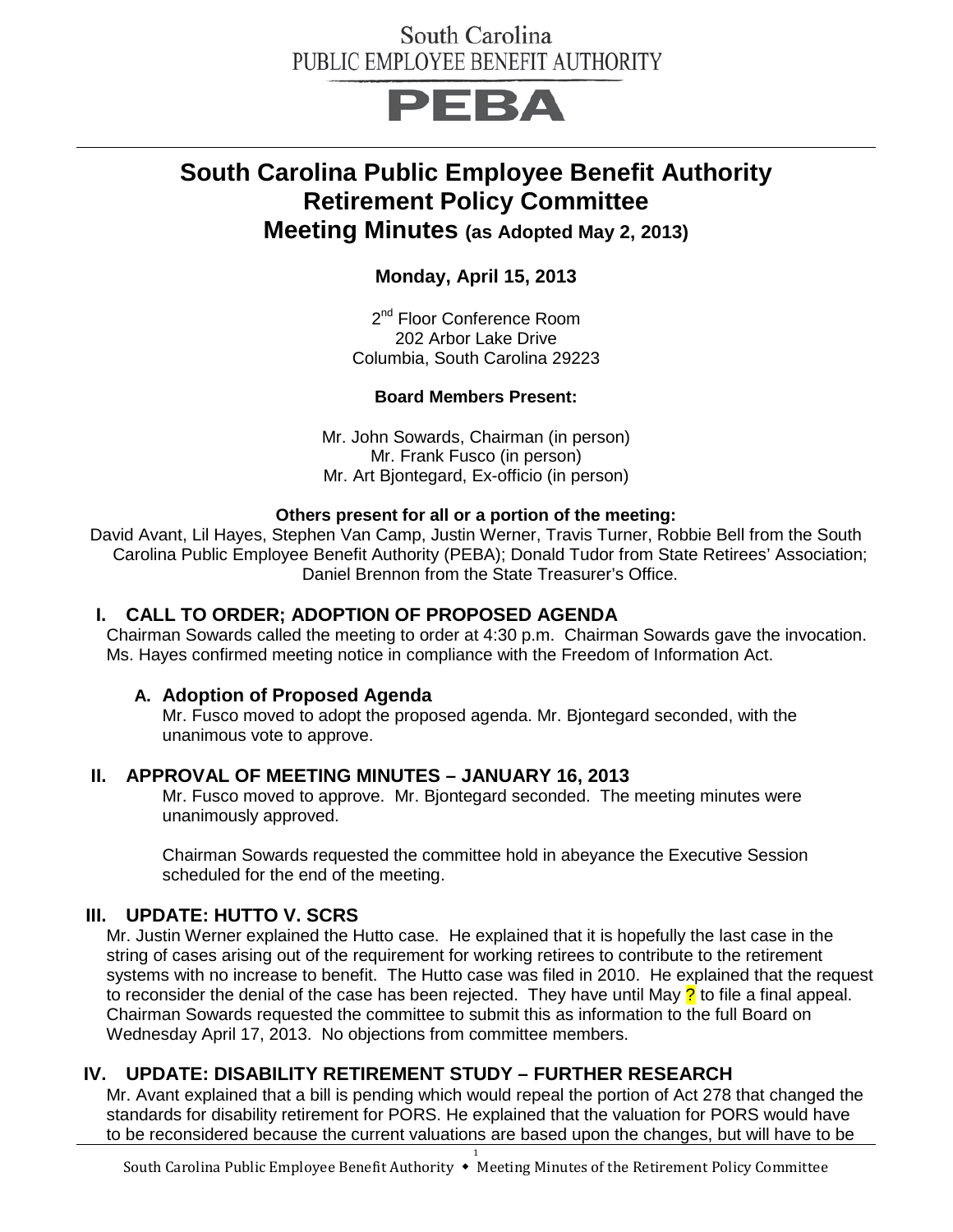South Carolina
PUBLIC EMPLOYEE BENEFIT AUTHORITY

PEBA

# South Carolina Public Employee Benefit Authority Retirement Policy Committee Meeting Minutes (as Adopted May 2, 2013)

**Monday, April 15, 2013**

2nd Floor Conference Room
202 Arbor Lake Drive
Columbia, South Carolina 29223

**Board Members Present:**

Mr. John Sowards, Chairman (in person)
Mr. Frank Fusco (in person)
Mr. Art Bjontegard, Ex-officio (in person)

**Others present for all or a portion of the meeting:**

David Avant, Lil Hayes, Stephen Van Camp, Justin Werner, Travis Turner, Robbie Bell from the South Carolina Public Employee Benefit Authority (PEBA); Donald Tudor from State Retirees' Association; Daniel Brennon from the State Treasurer's Office.

## I. CALL TO ORDER; ADOPTION OF PROPOSED AGENDA

Chairman Sowards called the meeting to order at 4:30 p.m. Chairman Sowards gave the invocation. Ms. Hayes confirmed meeting notice in compliance with the Freedom of Information Act.

### A. Adoption of Proposed Agenda

Mr. Fusco moved to adopt the proposed agenda. Mr. Bjontegard seconded, with the unanimous vote to approve.

## II. APPROVAL OF MEETING MINUTES – JANUARY 16, 2013

Mr. Fusco moved to approve. Mr. Bjontegard seconded. The meeting minutes were unanimously approved.

Chairman Sowards requested the committee hold in abeyance the Executive Session scheduled for the end of the meeting.

## III. UPDATE: HUTTO V. SCRS

Mr. Justin Werner explained the Hutto case. He explained that it is hopefully the last case in the string of cases arising out of the requirement for working retirees to contribute to the retirement systems with no increase to benefit. The Hutto case was filed in 2010. He explained that the request to reconsider the denial of the case has been rejected. They have until May ? to file a final appeal. Chairman Sowards requested the committee to submit this as information to the full Board on Wednesday April 17, 2013. No objections from committee members.

## IV. UPDATE: DISABILITY RETIREMENT STUDY – FURTHER RESEARCH

Mr. Avant explained that a bill is pending which would repeal the portion of Act 278 that changed the standards for disability retirement for PORS. He explained that the valuation for PORS would have to be reconsidered because the current valuations are based upon the changes, but will have to be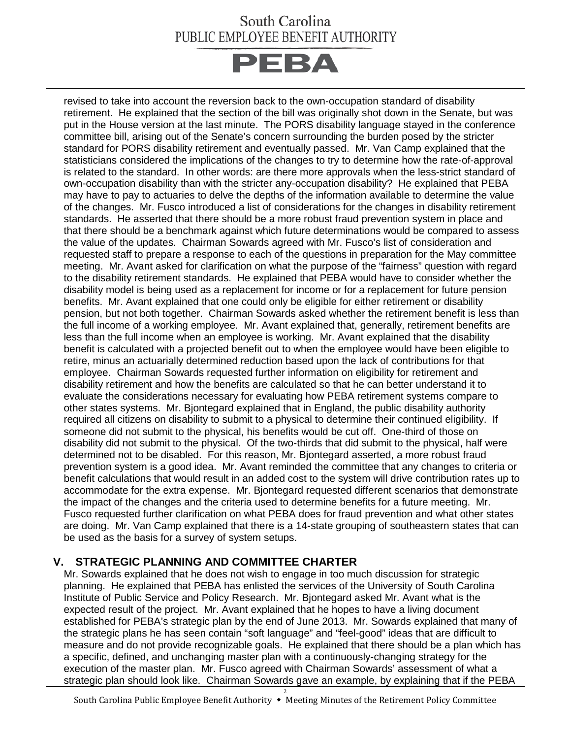revised to take into account the reversion back to the own-occupation standard of disability retirement. He explained that the section of the bill was originally shot down in the Senate, but was put in the House version at the last minute. The PORS disability language stayed in the conference committee bill, arising out of the Senate's concern surrounding the burden posed by the stricter standard for PORS disability retirement and eventually passed. Mr. Van Camp explained that the statisticians considered the implications of the changes to try to determine how the rate-of-approval is related to the standard. In other words: are there more approvals when the less-strict standard of own-occupation disability than with the stricter any-occupation disability? He explained that PEBA may have to pay to actuaries to delve the depths of the information available to determine the value of the changes. Mr. Fusco introduced a list of considerations for the changes in disability retirement standards. He asserted that there should be a more robust fraud prevention system in place and that there should be a benchmark against which future determinations would be compared to assess the value of the updates. Chairman Sowards agreed with Mr. Fusco's list of consideration and requested staff to prepare a response to each of the questions in preparation for the May committee meeting. Mr. Avant asked for clarification on what the purpose of the "fairness" question with regard to the disability retirement standards. He explained that PEBA would have to consider whether the disability model is being used as a replacement for income or for a replacement for future pension benefits. Mr. Avant explained that one could only be eligible for either retirement or disability pension, but not both together. Chairman Sowards asked whether the retirement benefit is less than the full income of a working employee. Mr. Avant explained that, generally, retirement benefits are less than the full income when an employee is working. Mr. Avant explained that the disability benefit is calculated with a projected benefit out to when the employee would have been eligible to retire, minus an actuarially determined reduction based upon the lack of contributions for that employee. Chairman Sowards requested further information on eligibility for retirement and disability retirement and how the benefits are calculated so that he can better understand it to evaluate the considerations necessary for evaluating how PEBA retirement systems compare to other states systems. Mr. Bjontegard explained that in England, the public disability authority required all citizens on disability to submit to a physical to determine their continued eligibility. If someone did not submit to the physical, his benefits would be cut off. One-third of those on disability did not submit to the physical. Of the two-thirds that did submit to the physical, half were determined not to be disabled. For this reason, Mr. Bjontegard asserted, a more robust fraud prevention system is a good idea. Mr. Avant reminded the committee that any changes to criteria or benefit calculations that would result in an added cost to the system will drive contribution rates up to accommodate for the extra expense. Mr. Bjontegard requested different scenarios that demonstrate the impact of the changes and the criteria used to determine benefits for a future meeting. Mr. Fusco requested further clarification on what PEBA does for fraud prevention and what other states are doing. Mr. Van Camp explained that there is a 14-state grouping of southeastern states that can be used as the basis for a survey of system setups.

## V. STRATEGIC PLANNING AND COMMITTEE CHARTER

Mr. Sowards explained that he does not wish to engage in too much discussion for strategic planning. He explained that PEBA has enlisted the services of the University of South Carolina Institute of Public Service and Policy Research. Mr. Bjontegard asked Mr. Avant what is the expected result of the project. Mr. Avant explained that he hopes to have a living document established for PEBA's strategic plan by the end of June 2013. Mr. Sowards explained that many of the strategic plans he has seen contain "soft language" and "feel-good" ideas that are difficult to measure and do not provide recognizable goals. He explained that there should be a plan which has a specific, defined, and unchanging master plan with a continuously-changing strategy for the execution of the master plan. Mr. Fusco agreed with Chairman Sowards' assessment of what a strategic plan should look like. Chairman Sowards gave an example, by explaining that if the PEBA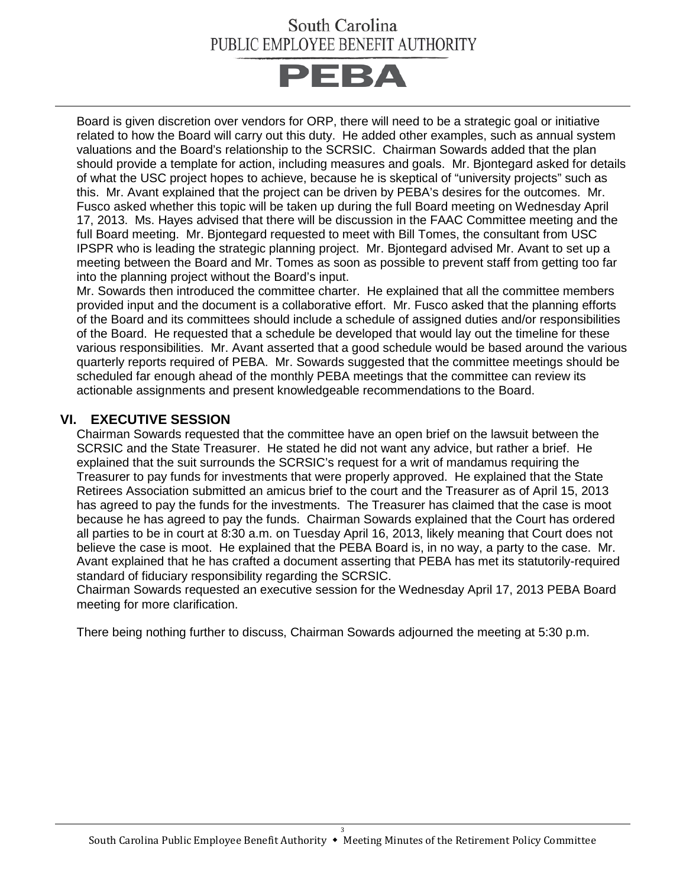Board is given discretion over vendors for ORP, there will need to be a strategic goal or initiative related to how the Board will carry out this duty. He added other examples, such as annual system valuations and the Board's relationship to the SCRSIC. Chairman Sowards added that the plan should provide a template for action, including measures and goals. Mr. Bjontegard asked for details of what the USC project hopes to achieve, because he is skeptical of "university projects" such as this. Mr. Avant explained that the project can be driven by PEBA's desires for the outcomes. Mr. Fusco asked whether this topic will be taken up during the full Board meeting on Wednesday April 17, 2013. Ms. Hayes advised that there will be discussion in the FAAC Committee meeting and the full Board meeting. Mr. Bjontegard requested to meet with Bill Tomes, the consultant from USC IPSPR who is leading the strategic planning project. Mr. Bjontegard advised Mr. Avant to set up a meeting between the Board and Mr. Tomes as soon as possible to prevent staff from getting too far into the planning project without the Board's input.

Mr. Sowards then introduced the committee charter. He explained that all the committee members provided input and the document is a collaborative effort. Mr. Fusco asked that the planning efforts of the Board and its committees should include a schedule of assigned duties and/or responsibilities of the Board. He requested that a schedule be developed that would lay out the timeline for these various responsibilities. Mr. Avant asserted that a good schedule would be based around the various quarterly reports required of PEBA. Mr. Sowards suggested that the committee meetings should be scheduled far enough ahead of the monthly PEBA meetings that the committee can review its actionable assignments and present knowledgeable recommendations to the Board.

## VI. EXECUTIVE SESSION

Chairman Sowards requested that the committee have an open brief on the lawsuit between the SCRSIC and the State Treasurer. He stated he did not want any advice, but rather a brief. He explained that the suit surrounds the SCRSIC's request for a writ of mandamus requiring the Treasurer to pay funds for investments that were properly approved. He explained that the State Retirees Association submitted an amicus brief to the court and the Treasurer as of April 15, 2013 has agreed to pay the funds for the investments. The Treasurer has claimed that the case is moot because he has agreed to pay the funds. Chairman Sowards explained that the Court has ordered all parties to be in court at 8:30 a.m. on Tuesday April 16, 2013, likely meaning that Court does not believe the case is moot. He explained that the PEBA Board is, in no way, a party to the case. Mr. Avant explained that he has crafted a document asserting that PEBA has met its statutorily-required standard of fiduciary responsibility regarding the SCRSIC.

Chairman Sowards requested an executive session for the Wednesday April 17, 2013 PEBA Board meeting for more clarification.

There being nothing further to discuss, Chairman Sowards adjourned the meeting at 5:30 p.m.